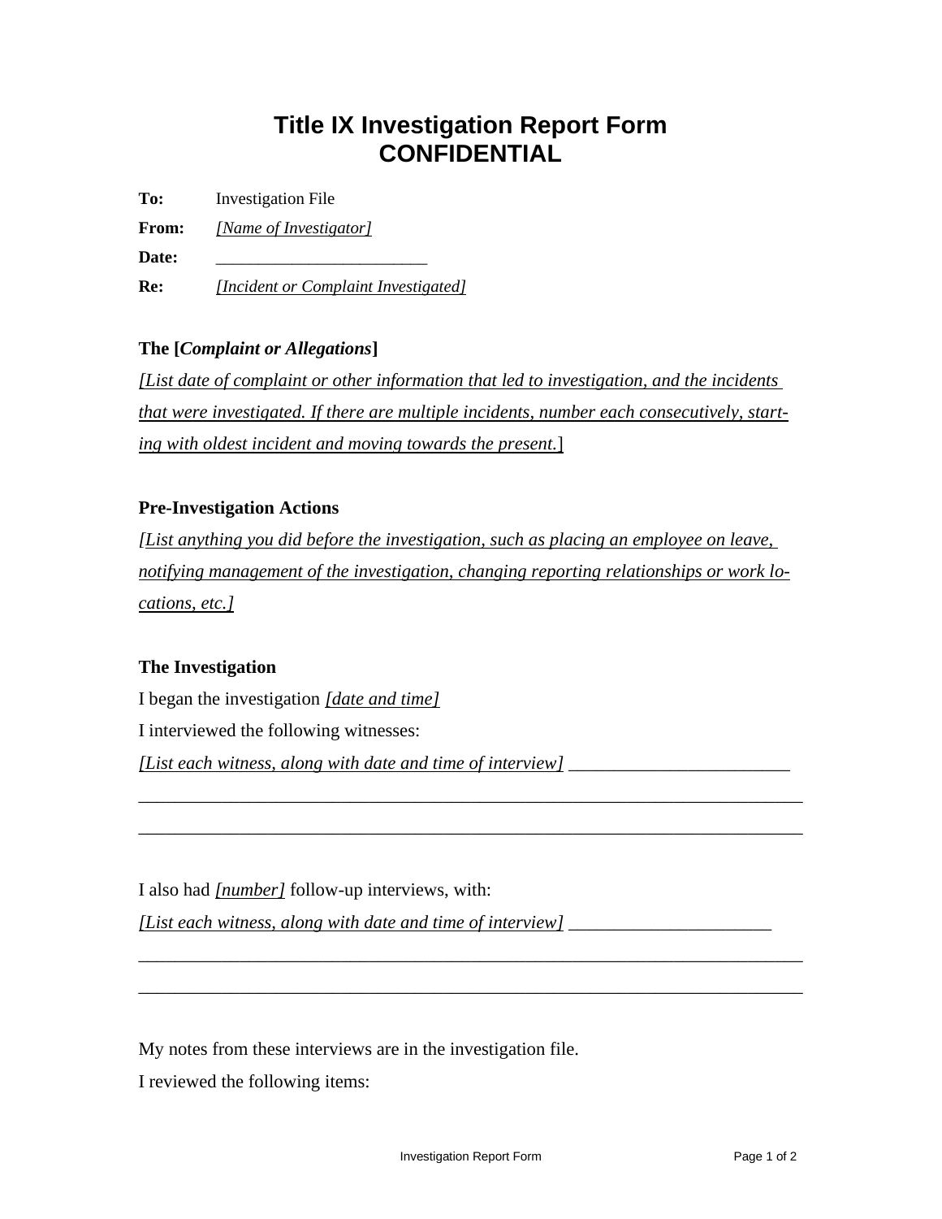# Title IX Investigation Report Form
# CONFIDENTIAL

**To:** Investigation File

**From:** *[Name of Investigator]*

**Date:** ________________________

**Re:** *[Incident or Complaint Investigated]*

**The [*Complaint or Allegations*]**

*[List date of complaint or other information that led to investigation, and the incidents that were investigated. If there are multiple incidents, number each consecutively, starting with oldest incident and moving towards the present.*]

**Pre-Investigation Actions**

*[List anything you did before the investigation, such as placing an employee on leave, notifying management of the investigation, changing reporting relationships or work locations, etc.]*

**The Investigation**

I began the investigation *[date and time]*

I interviewed the following witnesses:

*[List each witness, along with date and time of interview]* ________________________

__________________________________________________________________________

__________________________________________________________________________

I also had *[number]* follow-up interviews, with:

*[List each witness, along with date and time of interview]* ______________________

__________________________________________________________________________

__________________________________________________________________________

My notes from these interviews are in the investigation file.

I reviewed the following items: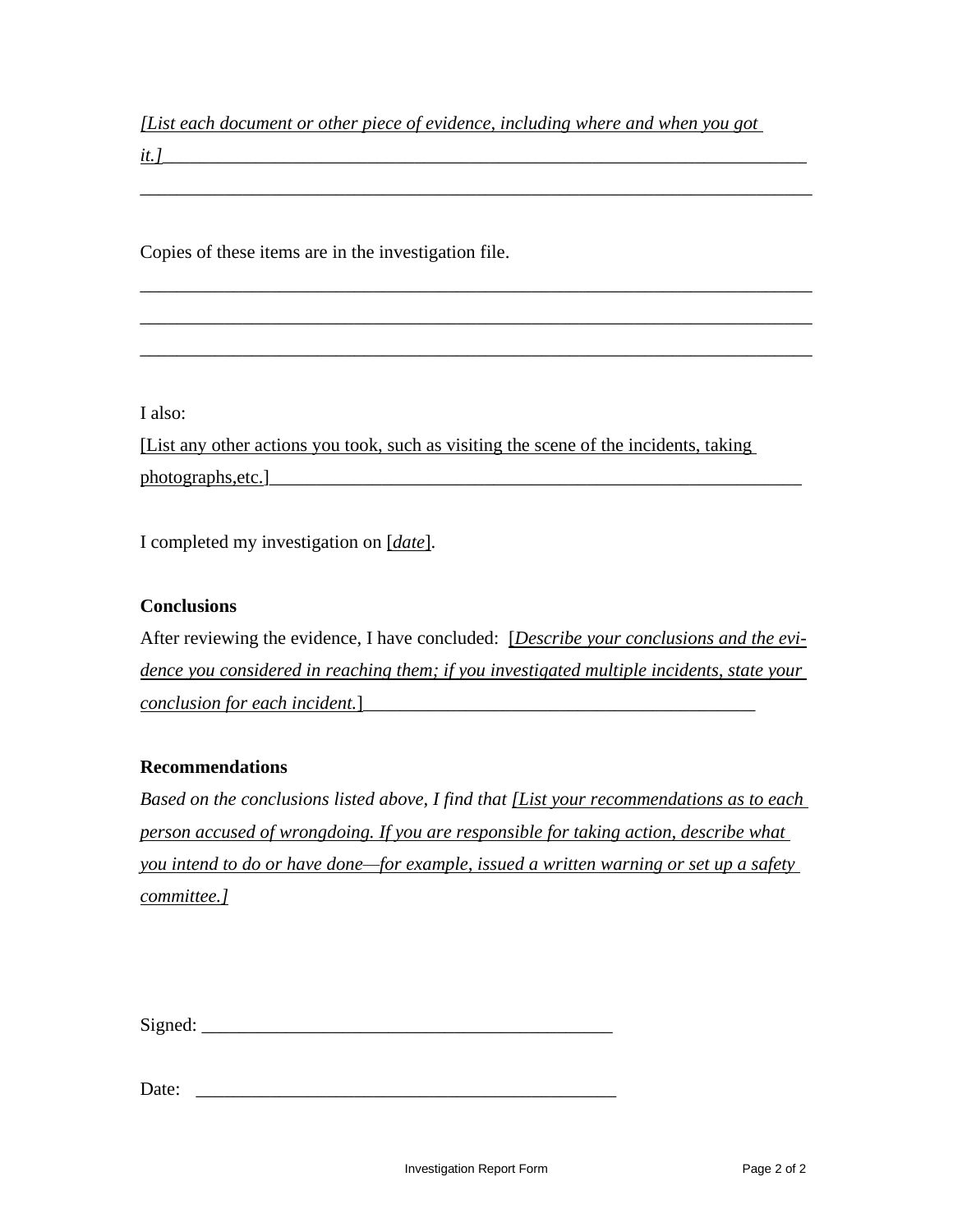*[List each document or other piece of evidence, including where and when you got it.]* ______________________________________________________________________

______________________________________________________________________

Copies of these items are in the investigation file.

______________________________________________________________________

______________________________________________________________________

______________________________________________________________________

I also:

[List any other actions you took, such as visiting the scene of the incidents, taking photographs,etc.]______________________________________________________________

I completed my investigation on [*date*].

**Conclusions**

After reviewing the evidence, I have concluded: [*Describe your conclusions and the evidence you considered in reaching them; if you investigated multiple incidents, state your conclusion for each incident.*]__________________________________________

**Recommendations**

*Based on the conclusions listed above, I find that [List your recommendations as to each person accused of wrongdoing. If you are responsible for taking action, describe what you intend to do or have done—for example, issued a written warning or set up a safety committee.]*

Signed: ______________________________________________

Date: ______________________________________________